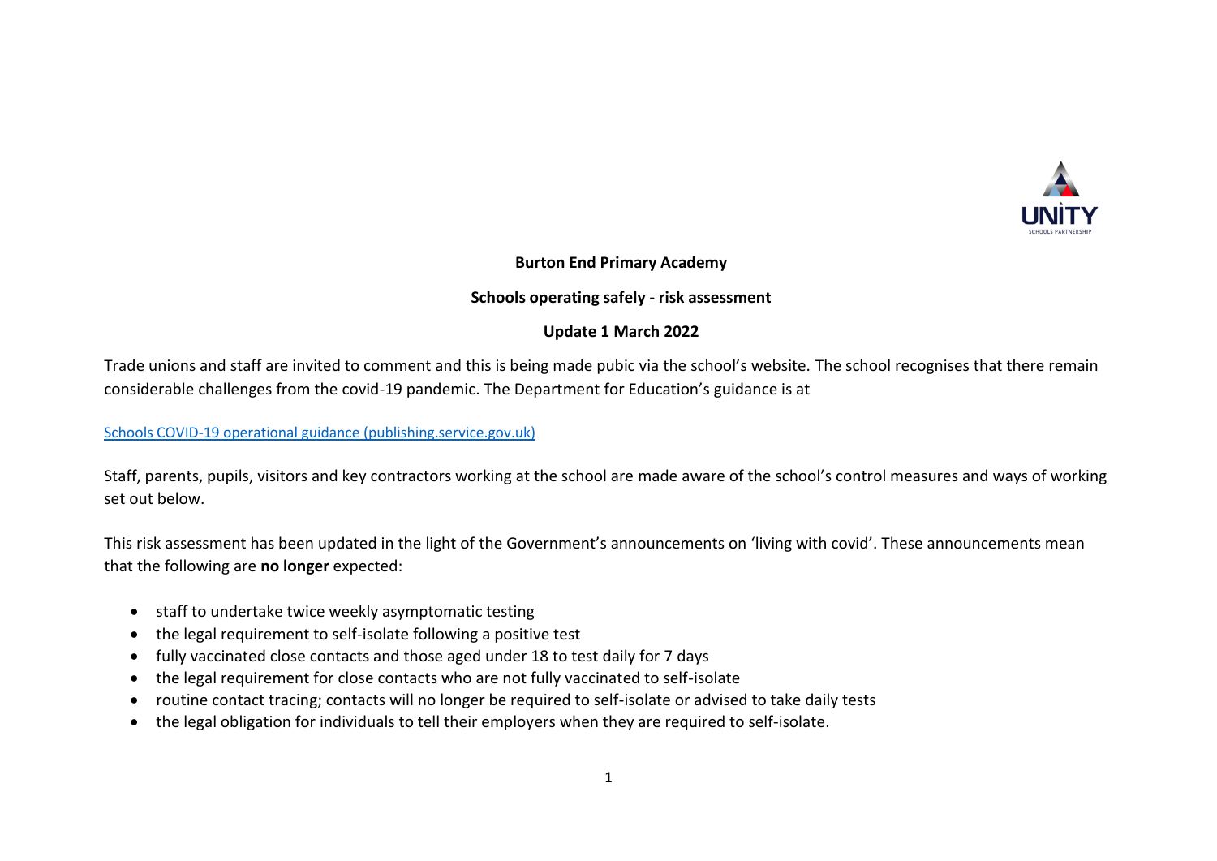**Burton End Primary Academy**

**Schools operating safely - risk assessment**

**Update 1 March 2022**

Trade unions and staff are invited to comment and this is being made pubic via the school's website. The school recognises that there remain considerable challenges from the covid-19 pandemic. The Department for Education's guidance is at

[Schools COVID-19 operational guidance (publishing.service.gov.uk)]()

Staff, parents, pupils, visitors and key contractors working at the school are made aware of the school's control measures and ways of working set out below.

This risk assessment has been updated in the light of the Government's announcements on 'living with covid'. These announcements mean that the following are **no longer** expected:

- staff to undertake twice weekly asymptomatic testing
- the legal requirement to self-isolate following a positive test
- fully vaccinated close contacts and those aged under 18 to test daily for 7 days
- the legal requirement for close contacts who are not fully vaccinated to self-isolate
- routine contact tracing; contacts will no longer be required to self-isolate or advised to take daily tests
- the legal obligation for individuals to tell their employers when they are required to self-isolate.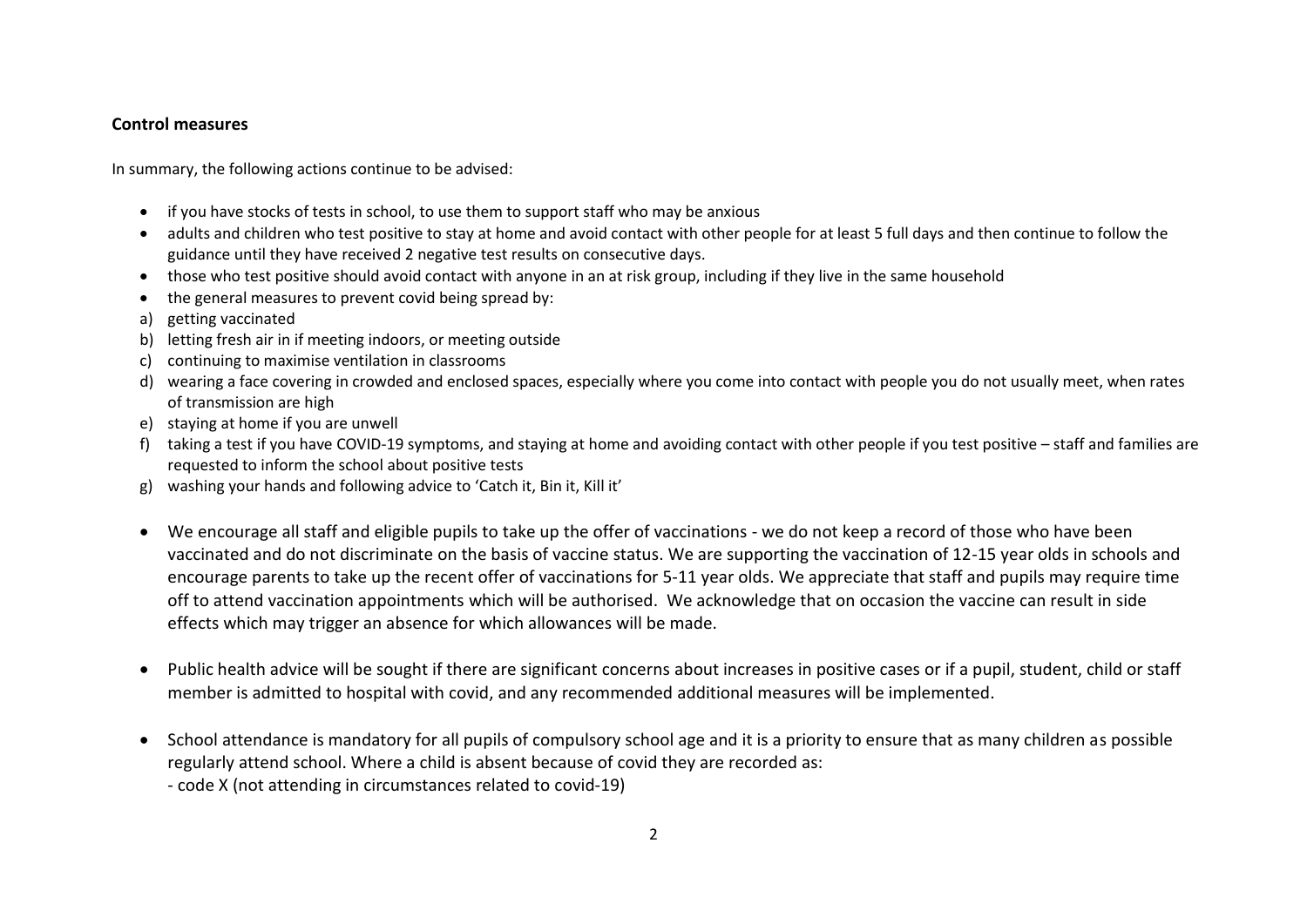**Control measures**

In summary, the following actions continue to be advised:

- if you have stocks of tests in school, to use them to support staff who may be anxious
- adults and children who test positive to stay at home and avoid contact with other people for at least 5 full days and then continue to follow the guidance until they have received 2 negative test results on consecutive days.
- those who test positive should avoid contact with anyone in an at risk group, including if they live in the same household
- the general measures to prevent covid being spread by:

a) getting vaccinated
b) letting fresh air in if meeting indoors, or meeting outside
c) continuing to maximise ventilation in classrooms
d) wearing a face covering in crowded and enclosed spaces, especially where you come into contact with people you do not usually meet, when rates of transmission are high
e) staying at home if you are unwell
f) taking a test if you have COVID-19 symptoms, and staying at home and avoiding contact with other people if you test positive – staff and families are requested to inform the school about positive tests
g) washing your hands and following advice to 'Catch it, Bin it, Kill it'

- We encourage all staff and eligible pupils to take up the offer of vaccinations - we do not keep a record of those who have been vaccinated and do not discriminate on the basis of vaccine status. We are supporting the vaccination of 12-15 year olds in schools and encourage parents to take up the recent offer of vaccinations for 5-11 year olds. We appreciate that staff and pupils may require time off to attend vaccination appointments which will be authorised. We acknowledge that on occasion the vaccine can result in side effects which may trigger an absence for which allowances will be made.

- Public health advice will be sought if there are significant concerns about increases in positive cases or if a pupil, student, child or staff member is admitted to hospital with covid, and any recommended additional measures will be implemented.

- School attendance is mandatory for all pupils of compulsory school age and it is a priority to ensure that as many children as possible regularly attend school. Where a child is absent because of covid they are recorded as:
  - code X (not attending in circumstances related to covid-19)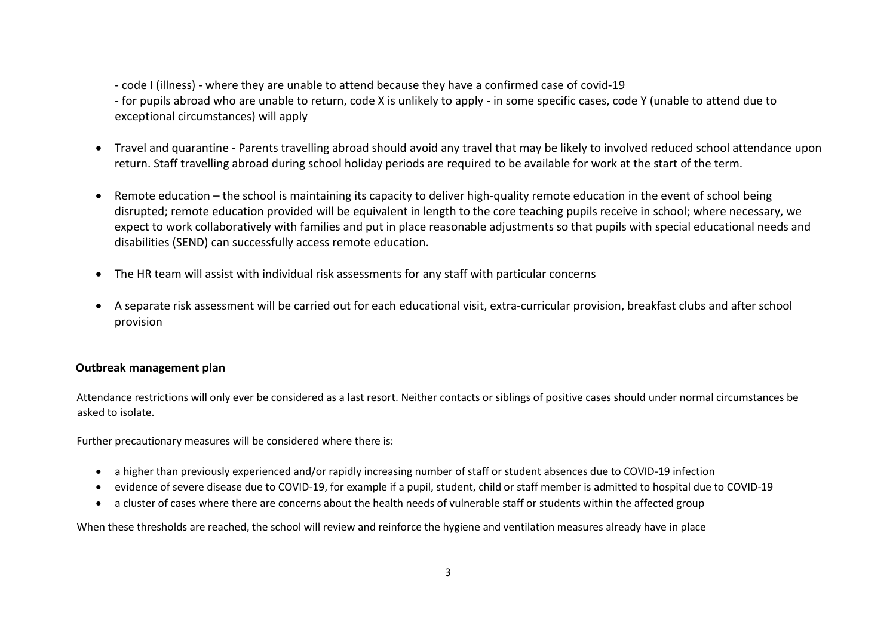- code I (illness) - where they are unable to attend because they have a confirmed case of covid-19
- for pupils abroad who are unable to return, code X is unlikely to apply - in some specific cases, code Y (unable to attend due to exceptional circumstances) will apply

- Travel and quarantine - Parents travelling abroad should avoid any travel that may be likely to involved reduced school attendance upon return. Staff travelling abroad during school holiday periods are required to be available for work at the start of the term.

- Remote education – the school is maintaining its capacity to deliver high-quality remote education in the event of school being disrupted; remote education provided will be equivalent in length to the core teaching pupils receive in school; where necessary, we expect to work collaboratively with families and put in place reasonable adjustments so that pupils with special educational needs and disabilities (SEND) can successfully access remote education.

- The HR team will assist with individual risk assessments for any staff with particular concerns

- A separate risk assessment will be carried out for each educational visit, extra-curricular provision, breakfast clubs and after school provision

**Outbreak management plan**

Attendance restrictions will only ever be considered as a last resort. Neither contacts or siblings of positive cases should under normal circumstances be asked to isolate.

Further precautionary measures will be considered where there is:

- a higher than previously experienced and/or rapidly increasing number of staff or student absences due to COVID-19 infection
- evidence of severe disease due to COVID-19, for example if a pupil, student, child or staff member is admitted to hospital due to COVID-19
- a cluster of cases where there are concerns about the health needs of vulnerable staff or students within the affected group

When these thresholds are reached, the school will review and reinforce the hygiene and ventilation measures already have in place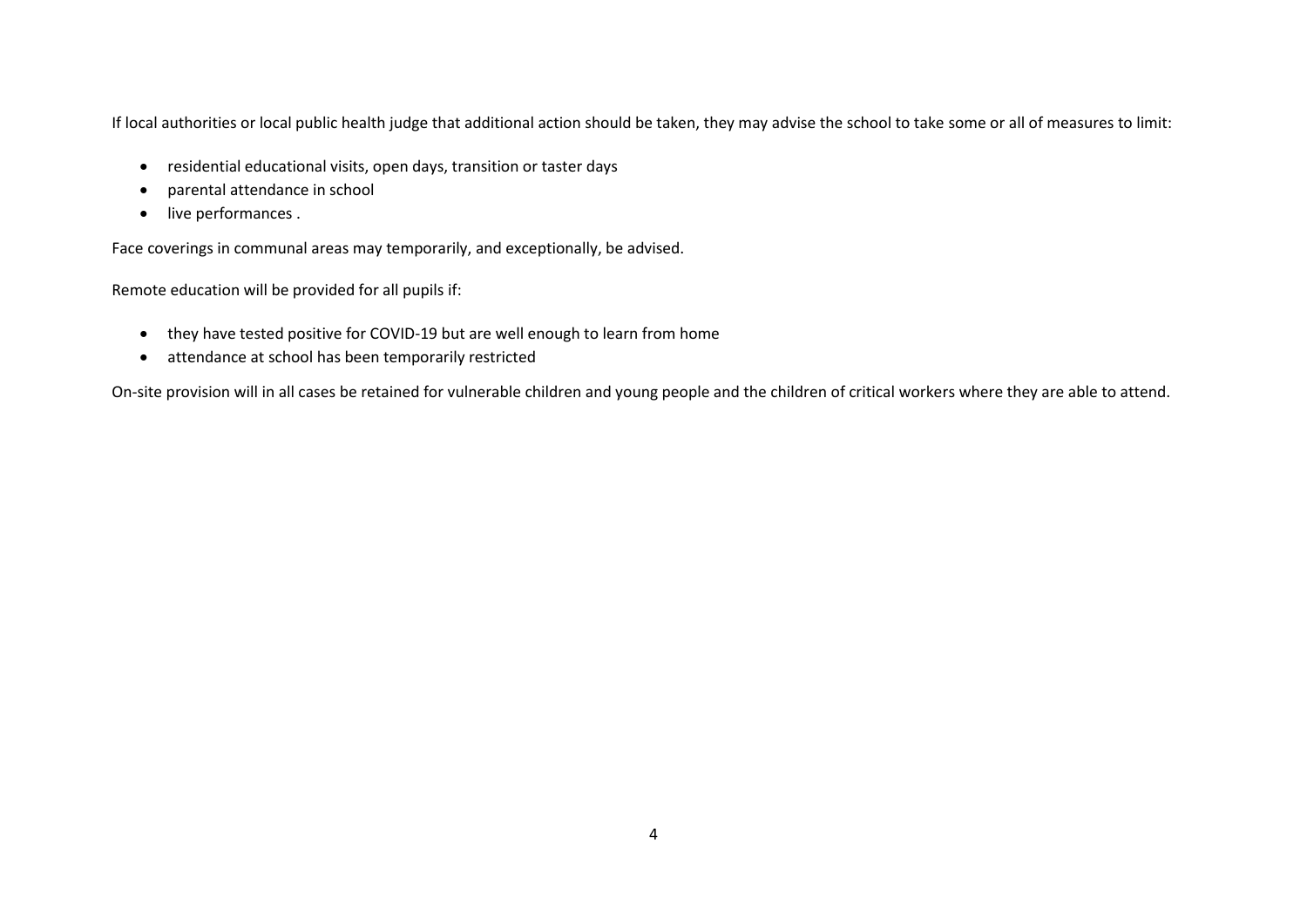If local authorities or local public health judge that additional action should be taken, they may advise the school to take some or all of measures to limit:

- residential educational visits, open days, transition or taster days
- parental attendance in school
- live performances .

Face coverings in communal areas may temporarily, and exceptionally, be advised.

Remote education will be provided for all pupils if:

- they have tested positive for COVID-19 but are well enough to learn from home
- attendance at school has been temporarily restricted

On-site provision will in all cases be retained for vulnerable children and young people and the children of critical workers where they are able to attend.